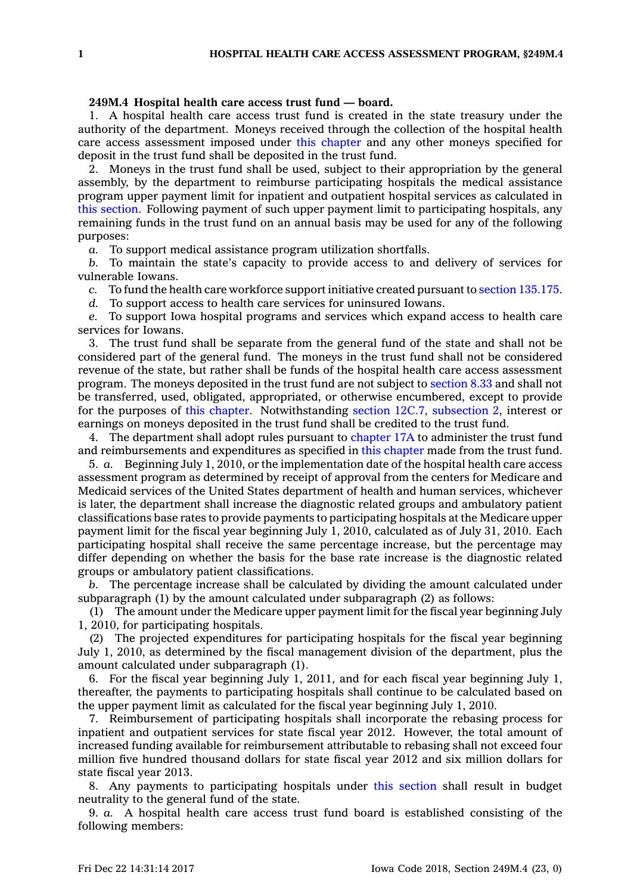**249M.4 Hospital health care access trust fund — board.**

1. A hospital health care access trust fund is created in the state treasury under the authority of the department. Moneys received through the collection of the hospital health care access assessment imposed under this chapter and any other moneys specified for deposit in the trust fund shall be deposited in the trust fund.

2. Moneys in the trust fund shall be used, subject to their appropriation by the general assembly, by the department to reimburse participating hospitals the medical assistance program upper payment limit for inpatient and outpatient hospital services as calculated in this section. Following payment of such upper payment limit to participating hospitals, any remaining funds in the trust fund on an annual basis may be used for any of the following purposes:

*a.* To support medical assistance program utilization shortfalls.

*b.* To maintain the state's capacity to provide access to and delivery of services for vulnerable Iowans.

*c.* To fund the health care workforce support initiative created pursuant to section 135.175.

*d.* To support access to health care services for uninsured Iowans.

*e.* To support Iowa hospital programs and services which expand access to health care services for Iowans.

3. The trust fund shall be separate from the general fund of the state and shall not be considered part of the general fund. The moneys in the trust fund shall not be considered revenue of the state, but rather shall be funds of the hospital health care access assessment program. The moneys deposited in the trust fund are not subject to section 8.33 and shall not be transferred, used, obligated, appropriated, or otherwise encumbered, except to provide for the purposes of this chapter. Notwithstanding section 12C.7, subsection 2, interest or earnings on moneys deposited in the trust fund shall be credited to the trust fund.

4. The department shall adopt rules pursuant to chapter 17A to administer the trust fund and reimbursements and expenditures as specified in this chapter made from the trust fund.

5. *a.* Beginning July 1, 2010, or the implementation date of the hospital health care access assessment program as determined by receipt of approval from the centers for Medicare and Medicaid services of the United States department of health and human services, whichever is later, the department shall increase the diagnostic related groups and ambulatory patient classifications base rates to provide payments to participating hospitals at the Medicare upper payment limit for the fiscal year beginning July 1, 2010, calculated as of July 31, 2010. Each participating hospital shall receive the same percentage increase, but the percentage may differ depending on whether the basis for the base rate increase is the diagnostic related groups or ambulatory patient classifications.

*b.* The percentage increase shall be calculated by dividing the amount calculated under subparagraph (1) by the amount calculated under subparagraph (2) as follows:

(1) The amount under the Medicare upper payment limit for the fiscal year beginning July 1, 2010, for participating hospitals.

(2) The projected expenditures for participating hospitals for the fiscal year beginning July 1, 2010, as determined by the fiscal management division of the department, plus the amount calculated under subparagraph (1).

6. For the fiscal year beginning July 1, 2011, and for each fiscal year beginning July 1, thereafter, the payments to participating hospitals shall continue to be calculated based on the upper payment limit as calculated for the fiscal year beginning July 1, 2010.

7. Reimbursement of participating hospitals shall incorporate the rebasing process for inpatient and outpatient services for state fiscal year 2012. However, the total amount of increased funding available for reimbursement attributable to rebasing shall not exceed four million five hundred thousand dollars for state fiscal year 2012 and six million dollars for state fiscal year 2013.

8. Any payments to participating hospitals under this section shall result in budget neutrality to the general fund of the state.

9. *a.* A hospital health care access trust fund board is established consisting of the following members: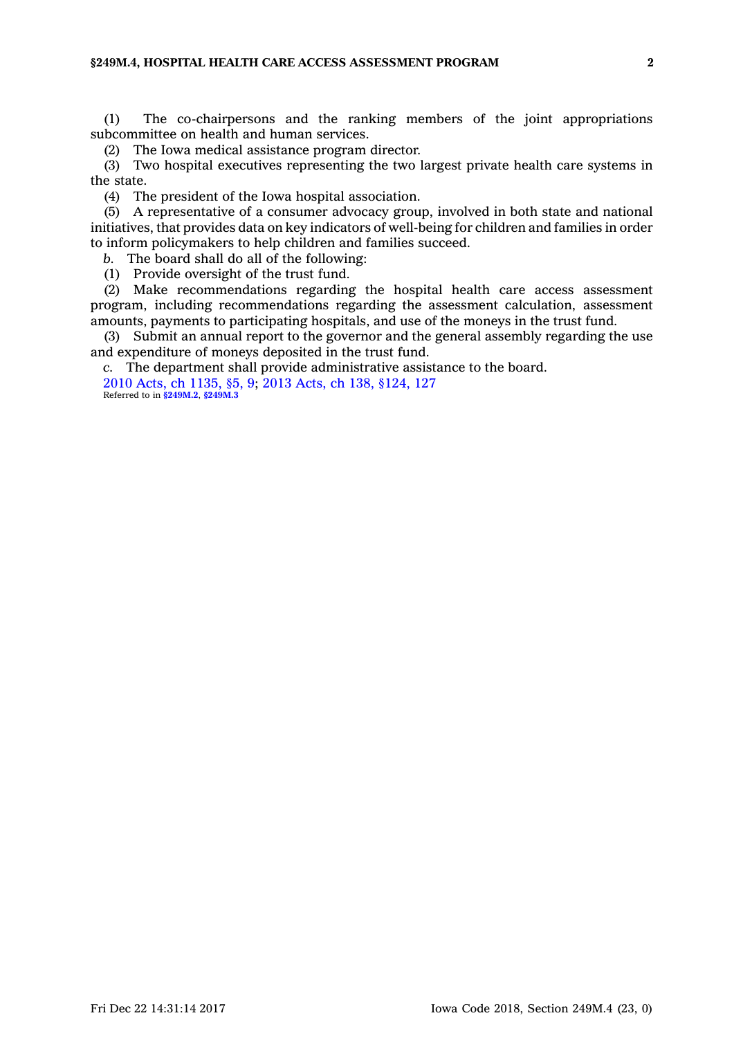(1) The co-chairpersons and the ranking members of the joint appropriations subcommittee on health and human services.

(2) The Iowa medical assistance program director.

(3) Two hospital executives representing the two largest private health care systems in the state.

(4) The president of the Iowa hospital association.

(5) A representative of a consumer advocacy group, involved in both state and national initiatives, that provides data on key indicators of well-being for children and families in order to inform policymakers to help children and families succeed.

*b.* The board shall do all of the following:

(1) Provide oversight of the trust fund.

(2) Make recommendations regarding the hospital health care access assessment program, including recommendations regarding the assessment calculation, assessment amounts, payments to participating hospitals, and use of the moneys in the trust fund.

(3) Submit an annual report to the governor and the general assembly regarding the use and expenditure of moneys deposited in the trust fund.

*c.* The department shall provide administrative assistance to the board.

2010 Acts, ch 1135, §5, 9; 2013 Acts, ch 138, §124, 127

Referred to in **§249M.2**, **§249M.3**